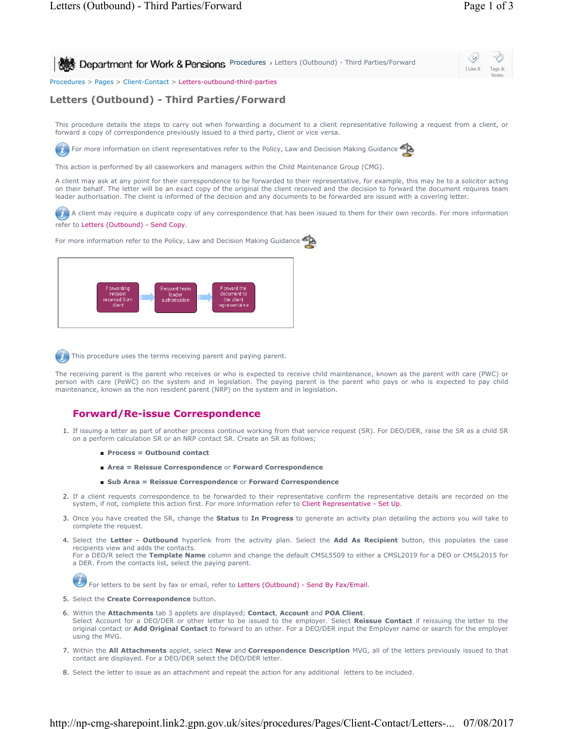Department for Work & Pensions Procedures › Letters (Outbound) - Third Parties/Forward

Procedures > Pages > Client-Contact > Letters-outbound-third-parties

# Letters (Outbound) - Third Parties/Forward

This procedure details the steps to carry out when forwarding a document to a client representative following a request from a client, or forward a copy of correspondence previously issued to a third party, client or vice versa.

For more information on client representatives refer to the Policy, Law and Decision Making Guidance

This action is performed by all caseworkers and managers within the Child Maintenance Group (CMG).

A client may ask at any point for their correspondence to be forwarded to their representative, for example, this may be to a solicitor acting on their behalf. The letter will be an exact copy of the original the client received and the decision to forward the document requires team leader authorisation. The client is informed of the decision and any documents to be forwarded are issued with a covering letter.

A client may require a duplicate copy of any correspondence that has been issued to them for their own records. For more information refer to Letters (Outbound) - Send Copy.

For more information refer to the Policy, Law and Decision Making Guidance

Forwarding request received from client → Request team leader authorisation → Forward the document to the client representative

This procedure uses the terms receiving parent and paying parent.

The receiving parent is the parent who receives or who is expected to receive child maintenance, known as the parent with care (PWC) or person with care (PeWC) on the system and in legislation. The paying parent is the parent who pays or who is expected to pay child maintenance, known as the non resident parent (NRP) on the system and in legislation.

## Forward/Re-issue Correspondence

1. If issuing a letter as part of another process continue working from that service request (SR). For DEO/DER, raise the SR as a child SR on a perform calculation SR or an NRP contact SR. Create an SR as follows;
   - **Process = Outbound contact**
   - **Area = Reissue Correspondence** or **Forward Correspondence**
   - **Sub Area = Reissue Correspondence** or **Forward Correspondence**
2. If a client requests correspondence to be forwarded to their representative confirm the representative details are recorded on the system, if not, complete this action first. For more information refer to Client Representative - Set Up.
3. Once you have created the SR, change the **Status** to **In Progress** to generate an activity plan detailing the actions you will take to complete the request.
4. Select the **Letter - Outbound** hyperlink from the activity plan. Select the **Add As Recipient** button, this populates the case recipients view and adds the contacts.  
   For a DEO/R select the **Template Name** column and change the default CMSL5509 to either a CMSL2019 for a DEO or CMSL2015 for a DER. From the contacts list, select the paying parent.

   For letters to be sent by fax or email, refer to Letters (Outbound) - Send By Fax/Email.
5. Select the **Create Correspondence** button.
6. Within the **Attachments** tab 3 applets are displayed; **Contact**, **Account** and **POA Client**.  
   Select Account for a DEO/DER or other letter to be issued to the employer. Select **Reissue Contact** if reissuing the letter to the original contact or **Add Original Contact** to forward to an other. For a DEO/DER input the Employer name or search for the employer using the MVG.
7. Within the **All Attachments** applet, select **New** and **Correspondence Description** MVG, all of the letters previously issued to that contact are displayed. For a DEO/DER select the DEO/DER letter.
8. Select the letter to issue as an attachment and repeat the action for any additional letters to be included.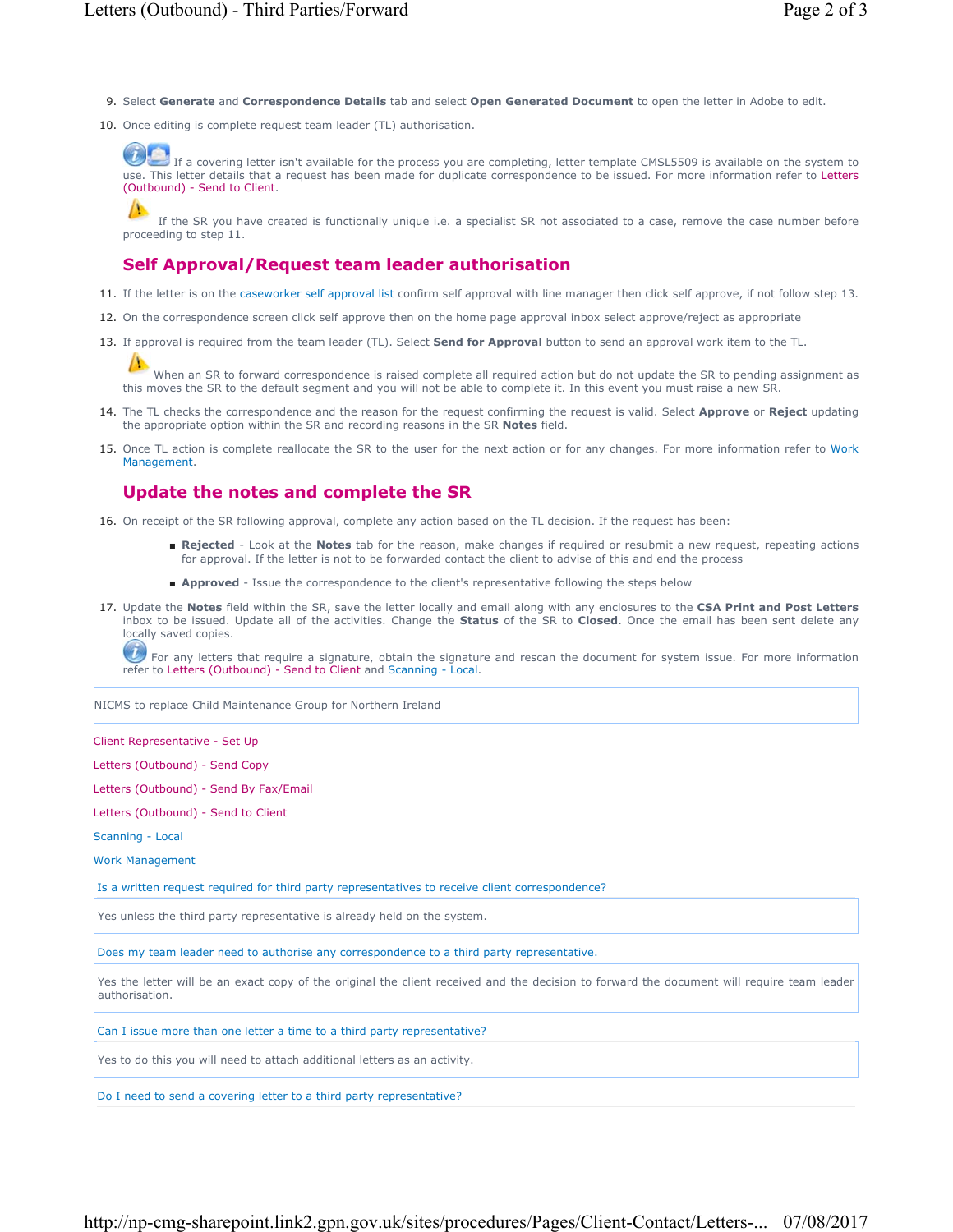9. Select **Generate** and **Correspondence Details** tab and select **Open Generated Document** to open the letter in Adobe to edit.

10. Once editing is complete request team leader (TL) authorisation.

If a covering letter isn't available for the process you are completing, letter template CMSL5509 is available on the system to use. This letter details that a request has been made for duplicate correspondence to be issued. For more information refer to Letters (Outbound) - Send to Client.

If the SR you have created is functionally unique i.e. a specialist SR not associated to a case, remove the case number before proceeding to step 11.

## Self Approval/Request team leader authorisation

11. If the letter is on the caseworker self approval list confirm self approval with line manager then click self approve, if not follow step 13.

12. On the correspondence screen click self approve then on the home page approval inbox select approve/reject as appropriate

13. If approval is required from the team leader (TL). Select **Send for Approval** button to send an approval work item to the TL.

When an SR to forward correspondence is raised complete all required action but do not update the SR to pending assignment as this moves the SR to the default segment and you will not be able to complete it. In this event you must raise a new SR.

14. The TL checks the correspondence and the reason for the request confirming the request is valid. Select **Approve** or **Reject** updating the appropriate option within the SR and recording reasons in the SR **Notes** field.

15. Once TL action is complete reallocate the SR to the user for the next action or for any changes. For more information refer to Work Management.

## Update the notes and complete the SR

16. On receipt of the SR following approval, complete any action based on the TL decision. If the request has been:

    - **Rejected** - Look at the **Notes** tab for the reason, make changes if required or resubmit a new request, repeating actions for approval. If the letter is not to be forwarded contact the client to advise of this and end the process
    - **Approved** - Issue the correspondence to the client's representative following the steps below

17. Update the **Notes** field within the SR, save the letter locally and email along with any enclosures to the **CSA Print and Post Letters** inbox to be issued. Update all of the activities. Change the **Status** of the SR to **Closed**. Once the email has been sent delete any locally saved copies.

For any letters that require a signature, obtain the signature and rescan the document for system issue. For more information refer to Letters (Outbound) - Send to Client and Scanning - Local.

NICMS to replace Child Maintenance Group for Northern Ireland

Client Representative - Set Up

Letters (Outbound) - Send Copy

Letters (Outbound) - Send By Fax/Email

Letters (Outbound) - Send to Client

Scanning - Local

Work Management

Is a written request required for third party representatives to receive client correspondence?

Yes unless the third party representative is already held on the system.

Does my team leader need to authorise any correspondence to a third party representative.

Yes the letter will be an exact copy of the original the client received and the decision to forward the document will require team leader authorisation.

Can I issue more than one letter a time to a third party representative?

Yes to do this you will need to attach additional letters as an activity.

Do I need to send a covering letter to a third party representative?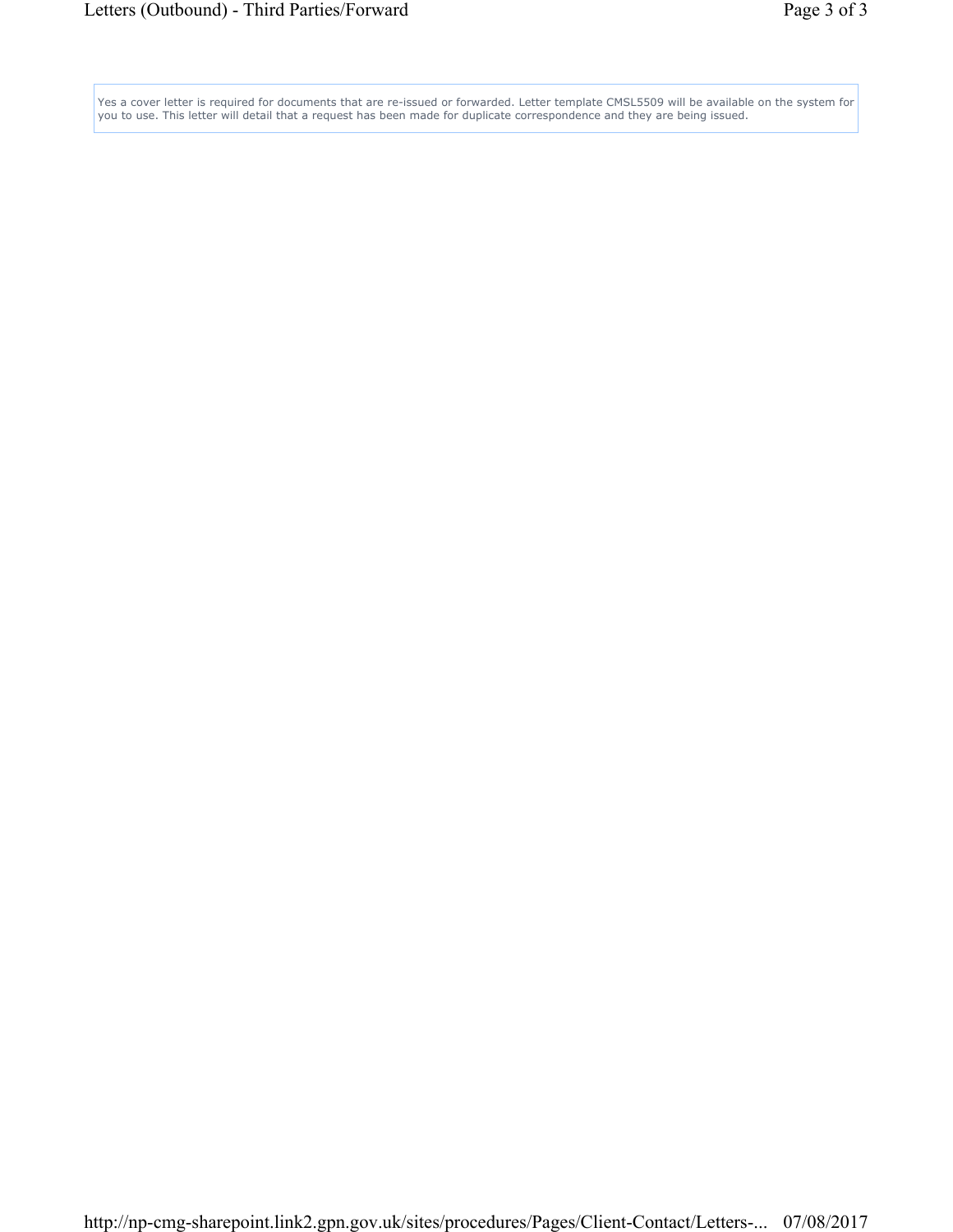Yes a cover letter is required for documents that are re-issued or forwarded. Letter template CMSL5509 will be available on the system for you to use. This letter will detail that a request has been made for duplicate correspondence and they are being issued.